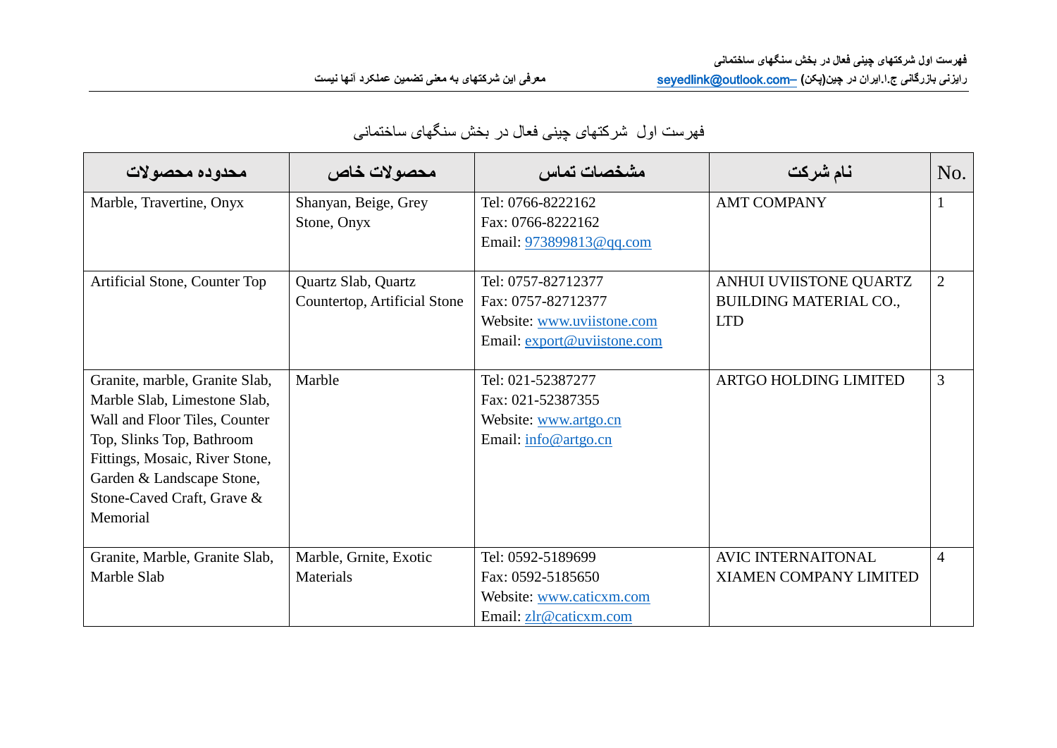فهرست اول شرکتهای چینی فعال در بخش سنگهای ساختمانی

| No. | نام شرکت | مشخصات تماس | محصولات خاص | محدوده محصولات |
|---|---|---|---|---|
| 1 | AMT COMPANY | Tel: 0766-8222162<br>Fax: 0766-8222162<br>Email: 973899813@qq.com | Shanyan, Beige, Grey Stone, Onyx | Marble, Travertine, Onyx |
| 2 | ANHUI UVIISTONE QUARTZ BUILDING MATERIAL CO., LTD | Tel: 0757-82712377<br>Fax: 0757-82712377<br>Website: www.uviistone.com<br>Email: export@uviistone.com | Quartz Slab, Quartz Countertop, Artificial Stone | Artificial Stone, Counter Top |
| 3 | ARTGO HOLDING LIMITED | Tel: 021-52387277<br>Fax: 021-52387355<br>Website: www.artgo.cn<br>Email: info@artgo.cn | Marble | Granite, marble, Granite Slab, Marble Slab, Limestone Slab, Wall and Floor Tiles, Counter Top, Slinks Top, Bathroom Fittings, Mosaic, River Stone, Garden & Landscape Stone, Stone-Caved Craft, Grave & Memorial |
| 4 | AVIC INTERNAITONAL XIAMEN COMPANY LIMITED | Tel: 0592-5189699<br>Fax: 0592-5185650<br>Website: www.caticxm.com<br>Email: zlr@caticxm.com | Marble, Grnite, Exotic Materials | Granite, Marble, Granite Slab, Marble Slab |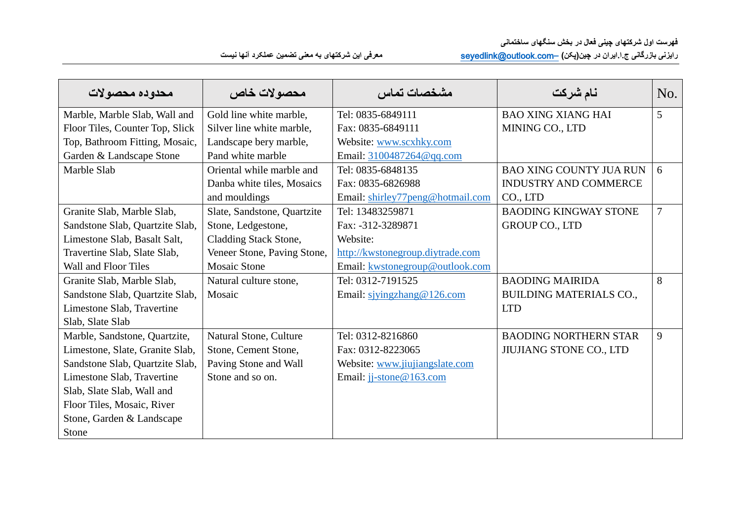| محدوده محصولات | محصولات خاص | مشخصات تماس | نام شرکت | No. |
|---|---|---|---|---|
| Marble, Marble Slab, Wall and Floor Tiles, Counter Top, Slick Top, Bathroom Fitting, Mosaic, Garden & Landscape Stone | Gold line white marble, Silver line white marble, Landscape bery marble, Pand white marble | Tel: 0835-6849111<br>Fax: 0835-6849111<br>Website: www.scxhky.com<br>Email: 3100487264@qq.com | BAO XING XIANG HAI MINING CO., LTD | 5 |
| Marble Slab | Oriental while marble and Danba white tiles, Mosaics and mouldings | Tel: 0835-6848135<br>Fax: 0835-6826988<br>Email: shirley77peng@hotmail.com | BAO XING COUNTY JUA RUN INDUSTRY AND COMMERCE CO., LTD | 6 |
| Granite Slab, Marble Slab, Sandstone Slab, Quartzite Slab, Limestone Slab, Basalt Salt, Travertine Slab, Slate Slab, Wall and Floor Tiles | Slate, Sandstone, Quartzite Stone, Ledgestone, Cladding Stack Stone, Veneer Stone, Paving Stone, Mosaic Stone | Tel: 13483259871<br>Fax: -312-3289871<br>Website: http://kwstonegroup.diytrade.com<br>Email: kwstonegroup@outlook.com | BAODING KINGWAY STONE GROUP CO., LTD | 7 |
| Granite Slab, Marble Slab, Sandstone Slab, Quartzite Slab, Limestone Slab, Travertine Slab, Slate Slab | Natural culture stone, Mosaic | Tel: 0312-7191525<br>Email: sjyingzhang@126.com | BAODING MAIRIDA BUILDING MATERIALS CO., LTD | 8 |
| Marble, Sandstone, Quartzite, Limestone, Slate, Granite Slab, Sandstone Slab, Quartzite Slab, Limestone Slab, Travertine Slab, Slate Slab, Wall and Floor Tiles, Mosaic, River Stone, Garden & Landscape Stone | Natural Stone, Culture Stone, Cement Stone, Paving Stone and Wall Stone and so on. | Tel: 0312-8216860<br>Fax: 0312-8223065<br>Website: www.jiujiangslate.com<br>Email: jj-stone@163.com | BAODING NORTHERN STAR JIUJIANG STONE CO., LTD | 9 |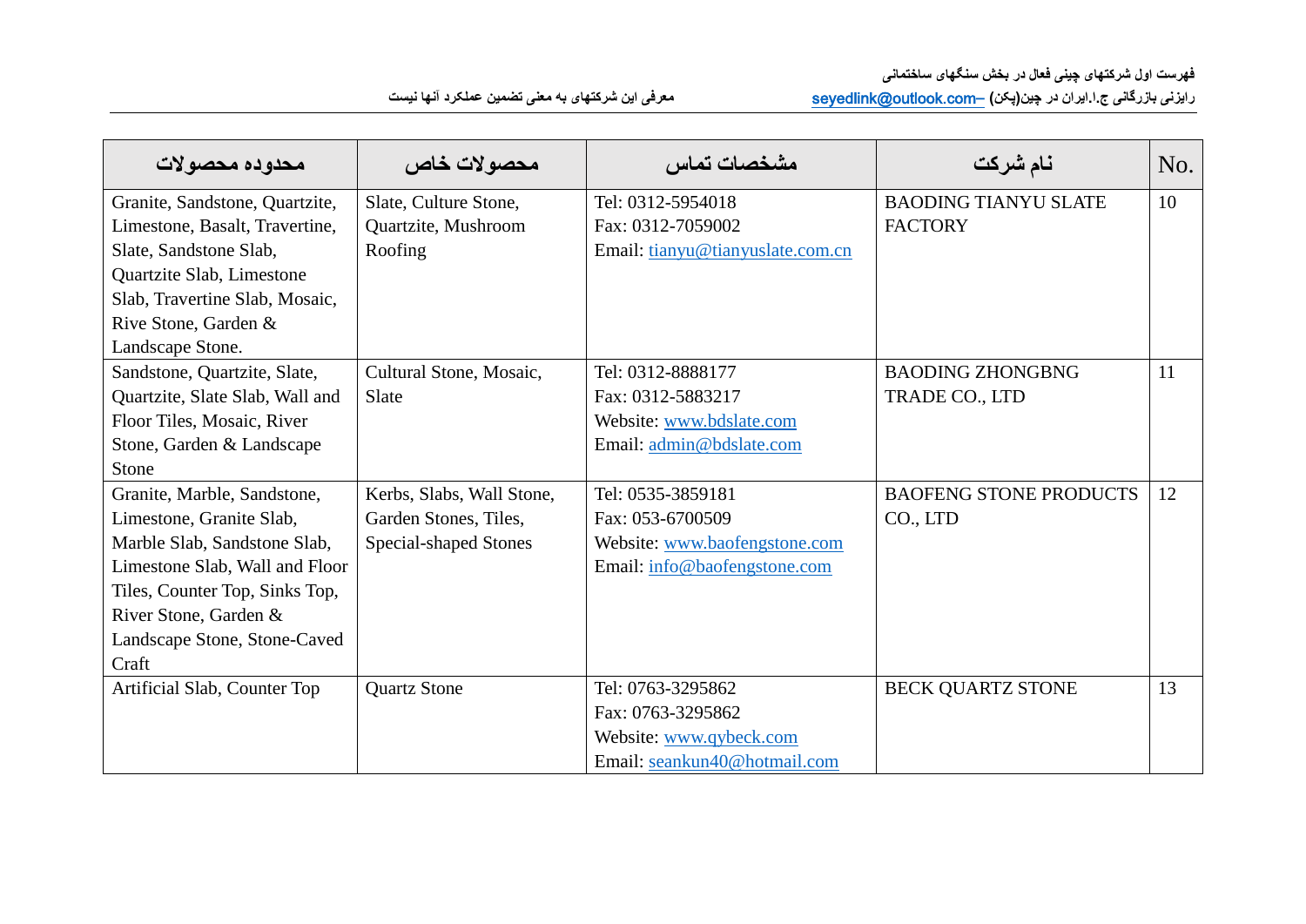| محدوده محصولات | محصولات خاص | مشخصات تماس | نام شرکت | No. |
|---|---|---|---|---|
| Granite, Sandstone, Quartzite, Limestone, Basalt, Travertine, Slate, Sandstone Slab, Quartzite Slab, Limestone Slab, Travertine Slab, Mosaic, Rive Stone, Garden & Landscape Stone. | Slate, Culture Stone, Quartzite, Mushroom Roofing | Tel: 0312-5954018<br>Fax: 0312-7059002<br>Email: tianyu@tianyuslate.com.cn | BAODING TIANYU SLATE FACTORY | 10 |
| Sandstone, Quartzite, Slate, Quartzite, Slate Slab, Wall and Floor Tiles, Mosaic, River Stone, Garden & Landscape Stone | Cultural Stone, Mosaic, Slate | Tel: 0312-8888177<br>Fax: 0312-5883217<br>Website: www.bdslate.com<br>Email: admin@bdslate.com | BAODING ZHONGBNG TRADE CO., LTD | 11 |
| Granite, Marble, Sandstone, Limestone, Granite Slab, Marble Slab, Sandstone Slab, Limestone Slab, Wall and Floor Tiles, Counter Top, Sinks Top, River Stone, Garden & Landscape Stone, Stone-Caved Craft | Kerbs, Slabs, Wall Stone, Garden Stones, Tiles, Special-shaped Stones | Tel: 0535-3859181<br>Fax: 053-6700509<br>Website: www.baofengstone.com<br>Email: info@baofengstone.com | BAOFENG STONE PRODUCTS CO., LTD | 12 |
| Artificial Slab, Counter Top | Quartz Stone | Tel: 0763-3295862<br>Fax: 0763-3295862<br>Website: www.qybeck.com<br>Email: seankun40@hotmail.com | BECK QUARTZ STONE | 13 |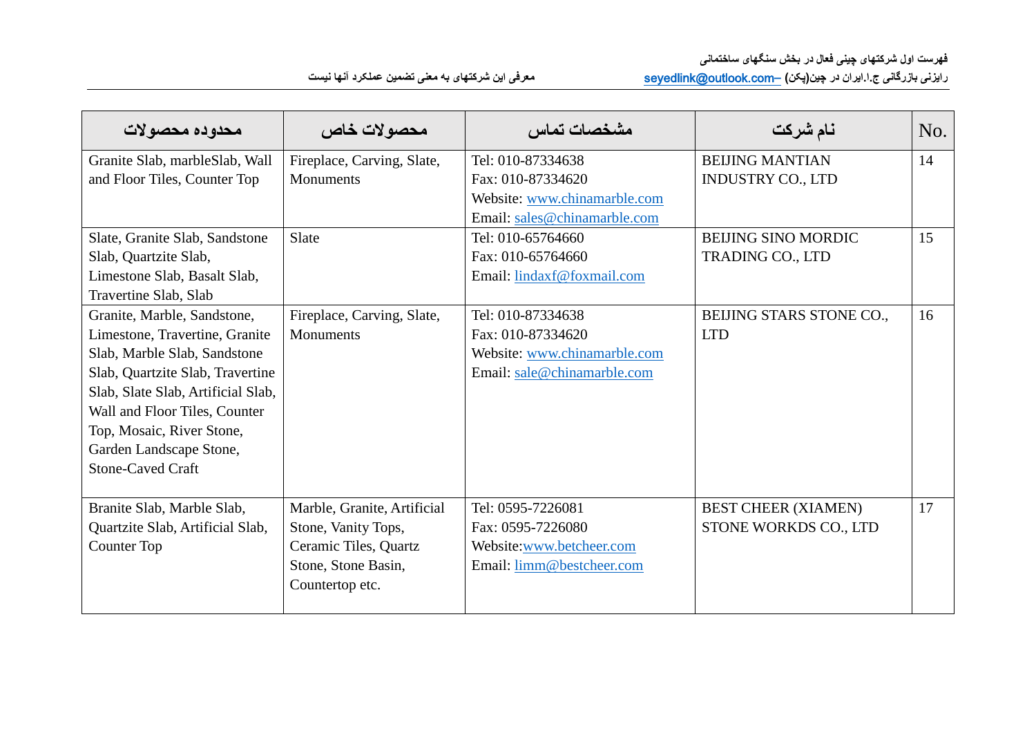| No. | نام شرکت | مشخصات تماس | محصولات خاص | محدوده محصولات |
|---|---|---|---|---|
| 14 | BEIJING MANTIAN INDUSTRY CO., LTD | Tel: 010-87334638<br>Fax: 010-87334620<br>Website: www.chinamarble.com<br>Email: sales@chinamarble.com | Fireplace, Carving, Slate, Monuments | Granite Slab, marbleSlab, Wall and Floor Tiles, Counter Top |
| 15 | BEIJING SINO MORDIC TRADING CO., LTD | Tel: 010-65764660<br>Fax: 010-65764660<br>Email: lindaxf@foxmail.com | Slate | Slate, Granite Slab, Sandstone Slab, Quartzite Slab, Limestone Slab, Basalt Slab, Travertine Slab, Slab |
| 16 | BEIJING STARS STONE CO., LTD | Tel: 010-87334638<br>Fax: 010-87334620<br>Website: www.chinamarble.com<br>Email: sale@chinamarble.com | Fireplace, Carving, Slate, Monuments | Granite, Marble, Sandstone, Limestone, Travertine, Granite Slab, Marble Slab, Sandstone Slab, Quartzite Slab, Travertine Slab, Slate Slab, Artificial Slab, Wall and Floor Tiles, Counter Top, Mosaic, River Stone, Garden Landscape Stone, Stone-Caved Craft |
| 17 | BEST CHEER (XIAMEN) STONE WORKDS CO., LTD | Tel: 0595-7226081<br>Fax: 0595-7226080<br>Website:www.betcheer.com<br>Email: limm@bestcheer.com | Marble, Granite, Artificial Stone, Vanity Tops, Ceramic Tiles, Quartz Stone, Stone Basin, Countertop etc. | Branite Slab, Marble Slab, Quartzite Slab, Artificial Slab, Counter Top |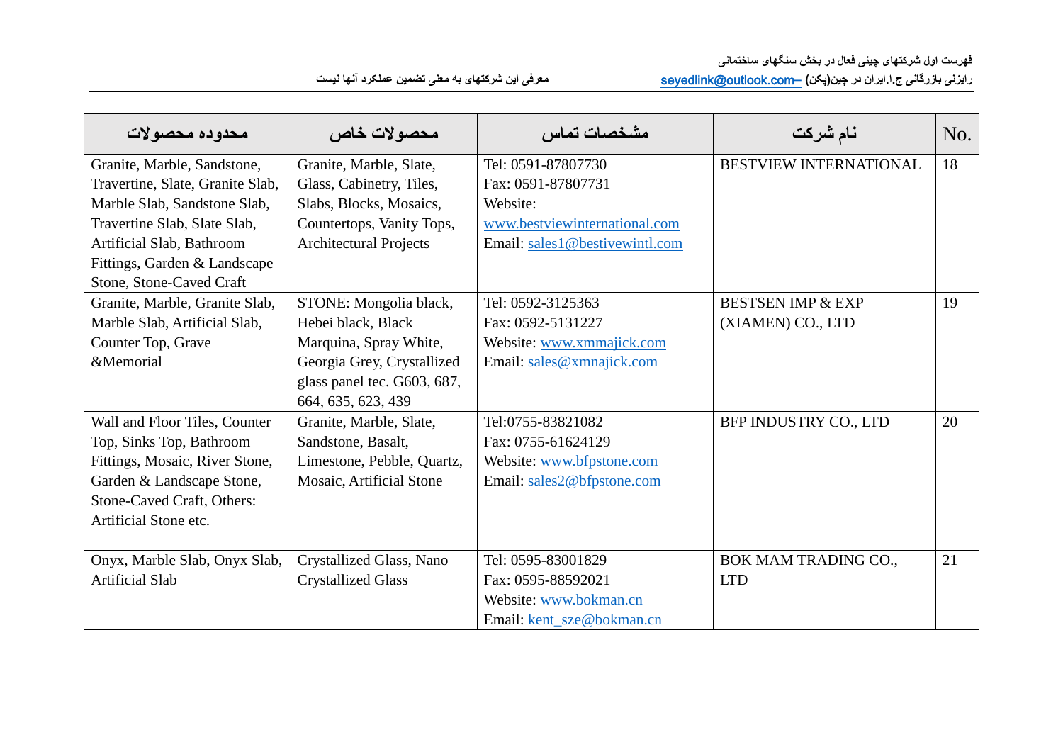| محدوده محصولات | محصولات خاص | مشخصات تماس | نام شرکت | No. |
|---|---|---|---|---|
| Granite, Marble, Sandstone, Travertine, Slate, Granite Slab, Marble Slab, Sandstone Slab, Travertine Slab, Slate Slab, Artificial Slab, Bathroom Fittings, Garden & Landscape Stone, Stone-Caved Craft | Granite, Marble, Slate, Glass, Cabinetry, Tiles, Slabs, Blocks, Mosaics, Countertops, Vanity Tops, Architectural Projects | Tel: 0591-87807730<br>Fax: 0591-87807731<br>Website: www.bestviewinternational.com<br>Email: sales1@bestivewintl.com | BESTVIEW INTERNATIONAL | 18 |
| Granite, Marble, Granite Slab, Marble Slab, Artificial Slab, Counter Top, Grave &Memorial | STONE: Mongolia black, Hebei black, Black Marquina, Spray White, Georgia Grey, Crystallized glass panel tec. G603, 687, 664, 635, 623, 439 | Tel: 0592-3125363<br>Fax: 0592-5131227<br>Website: www.xmmajick.com<br>Email: sales@xmnajick.com | BESTSEN IMP & EXP (XIAMEN) CO., LTD | 19 |
| Wall and Floor Tiles, Counter Top, Sinks Top, Bathroom Fittings, Mosaic, River Stone, Garden & Landscape Stone, Stone-Caved Craft, Others: Artificial Stone etc. | Granite, Marble, Slate, Sandstone, Basalt, Limestone, Pebble, Quartz, Mosaic, Artificial Stone | Tel:0755-83821082<br>Fax: 0755-61624129<br>Website: www.bfpstone.com<br>Email: sales2@bfpstone.com | BFP INDUSTRY CO., LTD | 20 |
| Onyx, Marble Slab, Onyx Slab, Artificial Slab | Crystallized Glass, Nano Crystallized Glass | Tel: 0595-83001829<br>Fax: 0595-88592021<br>Website: www.bokman.cn<br>Email: kent_sze@bokman.cn | BOK MAM TRADING CO., LTD | 21 |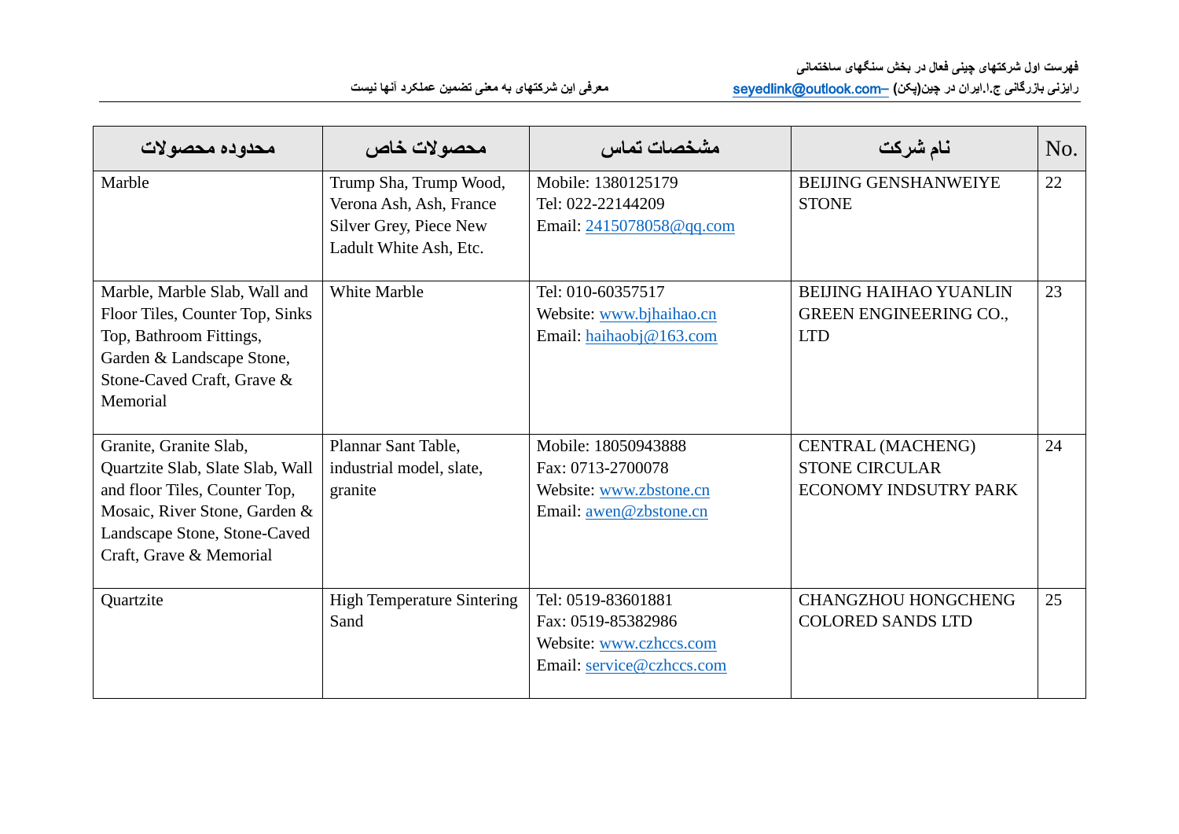| محدوده محصولات | محصولات خاص | مشخصات تماس | نام شرکت | No. |
|---|---|---|---|---|
| Marble | Trump Sha, Trump Wood, Verona Ash, Ash, France Silver Grey, Piece New Ladult White Ash, Etc. | Mobile: 1380125179<br>Tel: 022-22144209<br>Email: 2415078058@qq.com | BEIJING GENSHANWEIYE STONE | 22 |
| Marble, Marble Slab, Wall and Floor Tiles, Counter Top, Sinks Top, Bathroom Fittings, Garden & Landscape Stone, Stone-Caved Craft, Grave & Memorial | White Marble | Tel: 010-60357517<br>Website: www.bjhaihao.cn<br>Email: haihaobj@163.com | BEIJING HAIHAO YUANLIN GREEN ENGINEERING CO., LTD | 23 |
| Granite, Granite Slab, Quartzite Slab, Slate Slab, Wall and floor Tiles, Counter Top, Mosaic, River Stone, Garden & Landscape Stone, Stone-Caved Craft, Grave & Memorial | Plannar Sant Table, industrial model, slate, granite | Mobile: 18050943888<br>Fax: 0713-2700078<br>Website: www.zbstone.cn<br>Email: awen@zbstone.cn | CENTRAL (MACHENG) STONE CIRCULAR ECONOMY INDSUTRY PARK | 24 |
| Quartzite | High Temperature Sintering Sand | Tel: 0519-83601881<br>Fax: 0519-85382986<br>Website: www.czhccs.com<br>Email: service@czhccs.com | CHANGZHOU HONGCHENG COLORED SANDS LTD | 25 |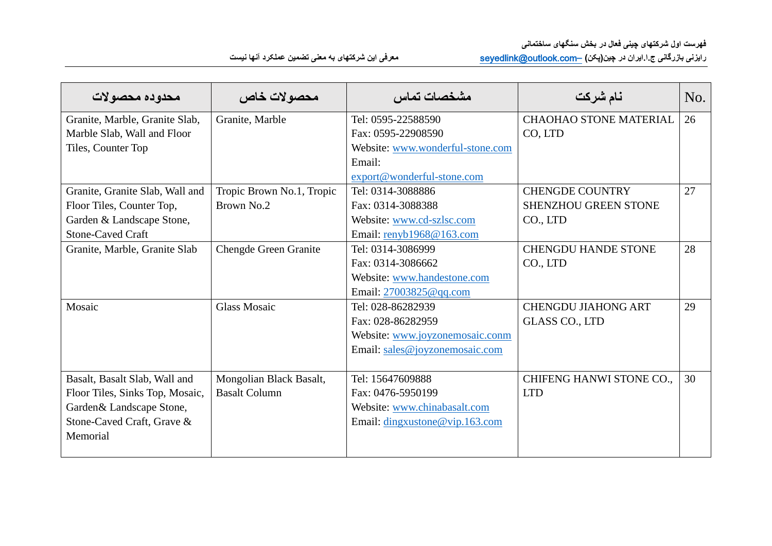| محدوده محصولات | محصولات خاص | مشخصات تماس | نام شرکت | No. |
|---|---|---|---|---|
| Granite, Marble, Granite Slab, Marble Slab, Wall and Floor Tiles, Counter Top | Granite, Marble | Tel: 0595-22588590<br>Fax: 0595-22908590<br>Website: www.wonderful-stone.com<br>Email: export@wonderful-stone.com | CHAOHAO STONE MATERIAL CO, LTD | 26 |
| Granite, Granite Slab, Wall and Floor Tiles, Counter Top, Garden & Landscape Stone, Stone-Caved Craft | Tropic Brown No.1, Tropic Brown No.2 | Tel: 0314-3088886<br>Fax: 0314-3088388<br>Website: www.cd-szlsc.com<br>Email: renyb1968@163.com | CHENGDE COUNTRY SHENZHOU GREEN STONE CO., LTD | 27 |
| Granite, Marble, Granite Slab | Chengde Green Granite | Tel: 0314-3086999<br>Fax: 0314-3086662<br>Website: www.handestone.com<br>Email: 27003825@qq.com | CHENGDU HANDE STONE CO., LTD | 28 |
| Mosaic | Glass Mosaic | Tel: 028-86282939<br>Fax: 028-86282959<br>Website: www.joyzonemosaic.conm<br>Email: sales@joyzonemosaic.com | CHENGDU JIAHONG ART GLASS CO., LTD | 29 |
| Basalt, Basalt Slab, Wall and Floor Tiles, Sinks Top, Mosaic, Garden& Landscape Stone, Stone-Caved Craft, Grave & Memorial | Mongolian Black Basalt, Basalt Column | Tel: 15647609888<br>Fax: 0476-5950199<br>Website: www.chinabasalt.com<br>Email: dingxustone@vip.163.com | CHIFENG HANWI STONE CO., LTD | 30 |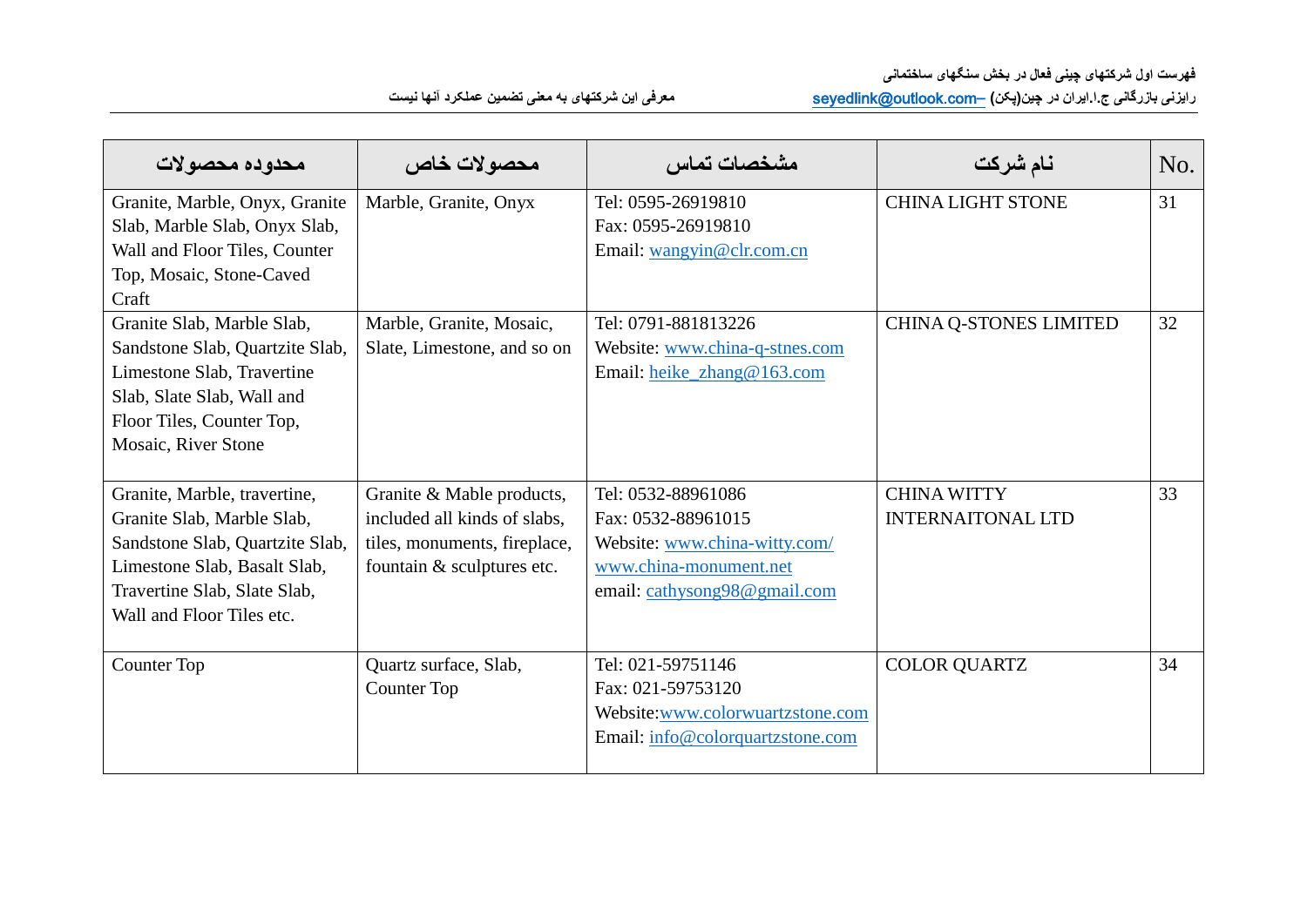| محدوده محصولات | محصولات خاص | مشخصات تماس | نام شرکت | No. |
|---|---|---|---|---|
| Granite, Marble, Onyx, Granite Slab, Marble Slab, Onyx Slab, Wall and Floor Tiles, Counter Top, Mosaic, Stone-Caved Craft | Marble, Granite, Onyx | Tel: 0595-26919810<br>Fax: 0595-26919810<br>Email: wangyin@clr.com.cn | CHINA LIGHT STONE | 31 |
| Granite Slab, Marble Slab, Sandstone Slab, Quartzite Slab, Limestone Slab, Travertine Slab, Slate Slab, Wall and Floor Tiles, Counter Top, Mosaic, River Stone | Marble, Granite, Mosaic, Slate, Limestone, and so on | Tel: 0791-881813226<br>Website: www.china-q-stnes.com<br>Email: heike_zhang@163.com | CHINA Q-STONES LIMITED | 32 |
| Granite, Marble, travertine, Granite Slab, Marble Slab, Sandstone Slab, Quartzite Slab, Limestone Slab, Basalt Slab, Travertine Slab, Slate Slab, Wall and Floor Tiles etc. | Granite & Mable products, included all kinds of slabs, tiles, monuments, fireplace, fountain & sculptures etc. | Tel: 0532-88961086<br>Fax: 0532-88961015<br>Website: www.china-witty.com/<br>www.china-monument.net<br>email: cathysong98@gmail.com | CHINA WITTY INTERNAITONAL LTD | 33 |
| Counter Top | Quartz surface, Slab, Counter Top | Tel: 021-59751146<br>Fax: 021-59753120<br>Website:www.colorwuartzstone.com<br>Email: info@colorquartzstone.com | COLOR QUARTZ | 34 |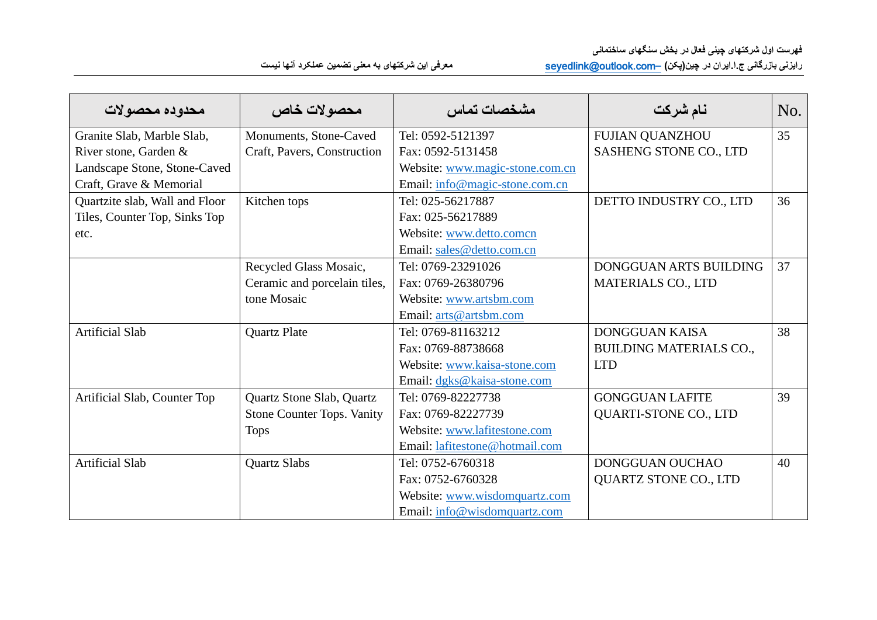| محدوده محصولات | محصولات خاص | مشخصات تماس | نام شرکت | No. |
|---|---|---|---|---|
| Granite Slab, Marble Slab, River stone, Garden & Landscape Stone, Stone-Caved Craft, Grave & Memorial | Monuments, Stone-Caved Craft, Pavers, Construction | Tel: 0592-5121397<br>Fax: 0592-5131458<br>Website: www.magic-stone.com.cn<br>Email: info@magic-stone.com.cn | FUJIAN QUANZHOU SASHENG STONE CO., LTD | 35 |
| Quartzite slab, Wall and Floor Tiles, Counter Top, Sinks Top etc. | Kitchen tops | Tel: 025-56217887<br>Fax: 025-56217889<br>Website: www.detto.comcn<br>Email: sales@detto.com.cn | DETTO INDUSTRY CO., LTD | 36 |
| | Recycled Glass Mosaic, Ceramic and porcelain tiles, tone Mosaic | Tel: 0769-23291026<br>Fax: 0769-26380796<br>Website: www.artsbm.com<br>Email: arts@artsbm.com | DONGGUAN ARTS BUILDING MATERIALS CO., LTD | 37 |
| Artificial Slab | Quartz Plate | Tel: 0769-81163212<br>Fax: 0769-88738668<br>Website: www.kaisa-stone.com<br>Email: dgks@kaisa-stone.com | DONGGUAN KAISA BUILDING MATERIALS CO., LTD | 38 |
| Artificial Slab, Counter Top | Quartz Stone Slab, Quartz Stone Counter Tops. Vanity Tops | Tel: 0769-82227738<br>Fax: 0769-82227739<br>Website: www.lafitestone.com<br>Email: lafitestone@hotmail.com | GONGGUAN LAFITE QUARTI-STONE CO., LTD | 39 |
| Artificial Slab | Quartz Slabs | Tel: 0752-6760318<br>Fax: 0752-6760328<br>Website: www.wisdomquartz.com<br>Email: info@wisdomquartz.com | DONGGUAN OUCHAO QUARTZ STONE CO., LTD | 40 |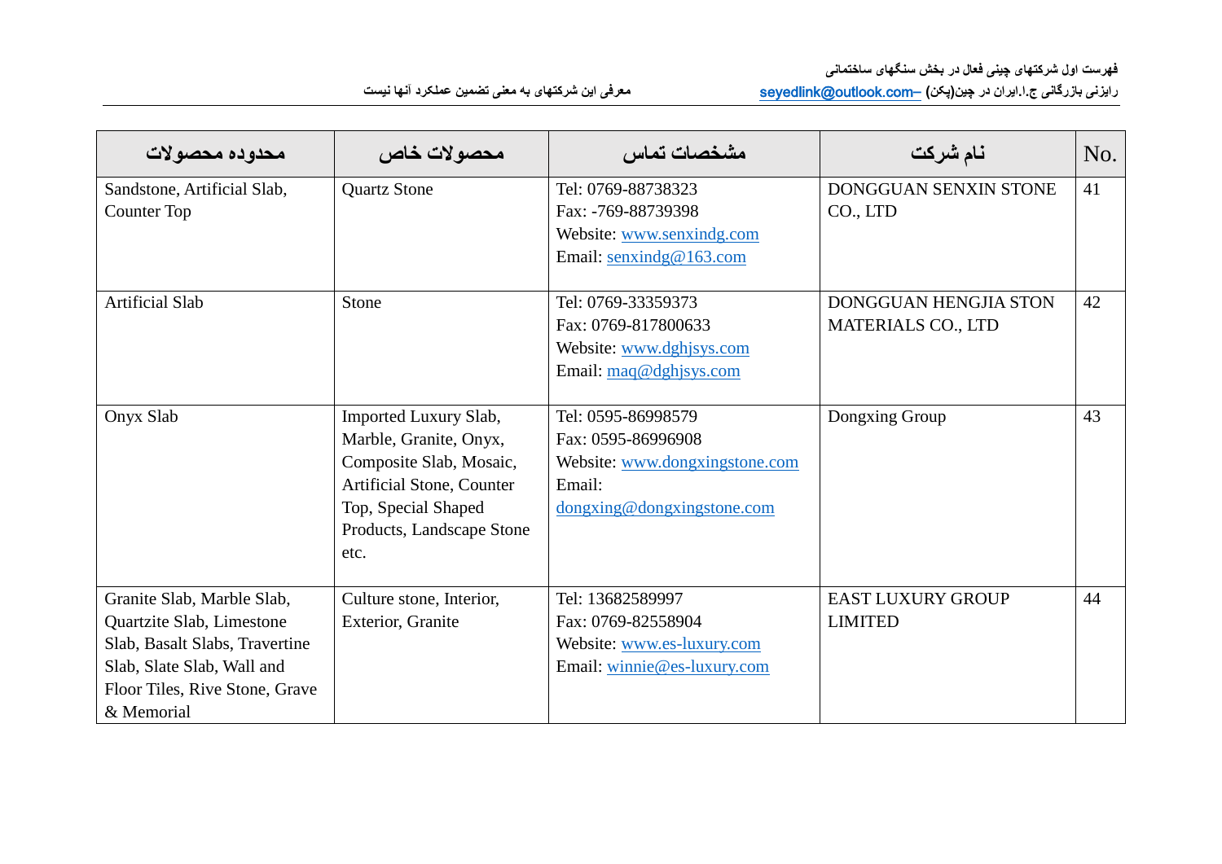| محدوده محصولات | محصولات خاص | مشخصات تماس | نام شرکت | No. |
|---|---|---|---|---|
| Sandstone, Artificial Slab, Counter Top | Quartz Stone | Tel: 0769-88738323<br>Fax: -769-88739398<br>Website: www.senxindg.com<br>Email: senxindg@163.com | DONGGUAN SENXIN STONE CO., LTD | 41 |
| Artificial Slab | Stone | Tel: 0769-33359373<br>Fax: 0769-817800633<br>Website: www.dghjsys.com<br>Email: maq@dghjsys.com | DONGGUAN HENGJIA STON MATERIALS CO., LTD | 42 |
| Onyx Slab | Imported Luxury Slab, Marble, Granite, Onyx, Composite Slab, Mosaic, Artificial Stone, Counter Top, Special Shaped Products, Landscape Stone etc. | Tel: 0595-86998579<br>Fax: 0595-86996908<br>Website: www.dongxingstone.com<br>Email: dongxing@dongxingstone.com | Dongxing Group | 43 |
| Granite Slab, Marble Slab, Quartzite Slab, Limestone Slab, Basalt Slabs, Travertine Slab, Slate Slab, Wall and Floor Tiles, Rive Stone, Grave & Memorial | Culture stone, Interior, Exterior, Granite | Tel: 13682589997<br>Fax: 0769-82558904<br>Website: www.es-luxury.com<br>Email: winnie@es-luxury.com | EAST LUXURY GROUP LIMITED | 44 |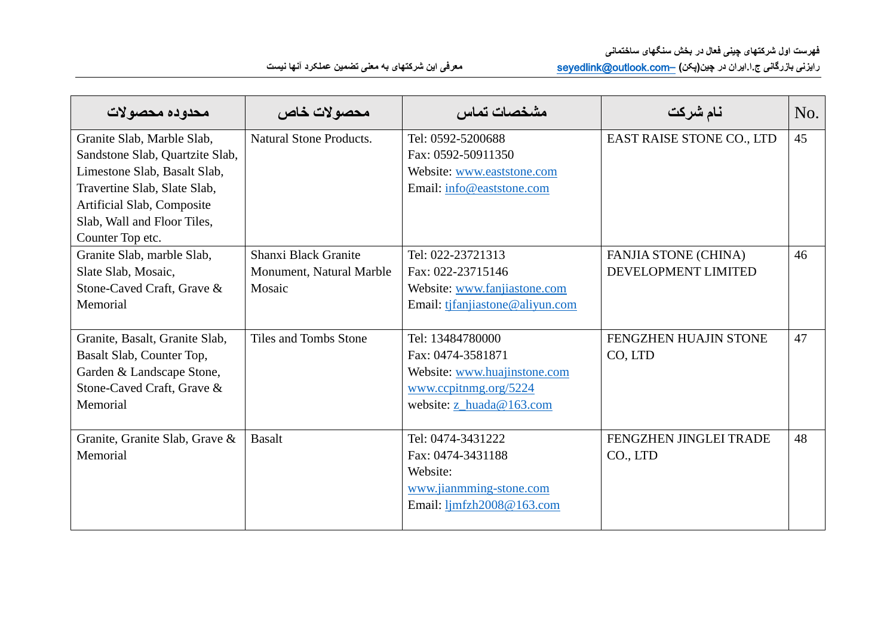| محدوده محصولات | محصولات خاص | مشخصات تماس | نام شرکت | No. |
|---|---|---|---|---|
| Granite Slab, Marble Slab, Sandstone Slab, Quartzite Slab, Limestone Slab, Basalt Slab, Travertine Slab, Slate Slab, Artificial Slab, Composite Slab, Wall and Floor Tiles, Counter Top etc. | Natural Stone Products. | Tel: 0592-5200688<br>Fax: 0592-50911350<br>Website: www.eaststone.com<br>Email: info@eaststone.com | EAST RAISE STONE CO., LTD | 45 |
| Granite Slab, marble Slab, Slate Slab, Mosaic, Stone-Caved Craft, Grave & Memorial | Shanxi Black Granite Monument, Natural Marble Mosaic | Tel: 022-23721313<br>Fax: 022-23715146<br>Website: www.fanjiastone.com<br>Email: tjfanjiastone@aliyun.com | FANJIA STONE (CHINA) DEVELOPMENT LIMITED | 46 |
| Granite, Basalt, Granite Slab, Basalt Slab, Counter Top, Garden & Landscape Stone, Stone-Caved Craft, Grave & Memorial | Tiles and Tombs Stone | Tel: 13484780000<br>Fax: 0474-3581871<br>Website: www.huajinstone.com<br>www.ccpitnmg.org/5224<br>website: z_huada@163.com | FENGZHEN HUAJIN STONE CO, LTD | 47 |
| Granite, Granite Slab, Grave & Memorial | Basalt | Tel: 0474-3431222<br>Fax: 0474-3431188<br>Website:<br>www.jianmming-stone.com<br>Email: ljmfzh2008@163.com | FENGZHEN JINGLEI TRADE CO., LTD | 48 |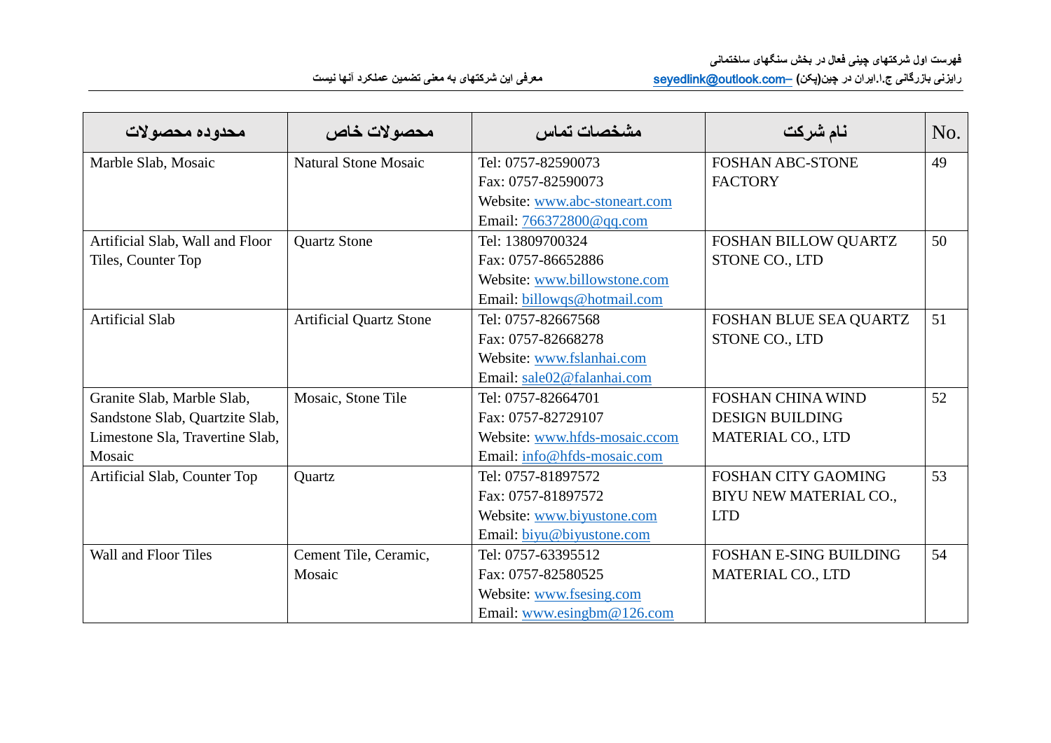| محدوده محصولات | محصولات خاص | مشخصات تماس | نام شرکت | No. |
|---|---|---|---|---|
| Marble Slab, Mosaic | Natural Stone Mosaic | Tel: 0757-82590073<br>Fax: 0757-82590073<br>Website: www.abc-stoneart.com<br>Email: 766372800@qq.com | FOSHAN ABC-STONE FACTORY | 49 |
| Artificial Slab, Wall and Floor Tiles, Counter Top | Quartz Stone | Tel: 13809700324<br>Fax: 0757-86652886<br>Website: www.billowstone.com<br>Email: billowqs@hotmail.com | FOSHAN BILLOW QUARTZ STONE CO., LTD | 50 |
| Artificial Slab | Artificial Quartz Stone | Tel: 0757-82667568<br>Fax: 0757-82668278<br>Website: www.fslanhai.com<br>Email: sale02@falanhai.com | FOSHAN BLUE SEA QUARTZ STONE CO., LTD | 51 |
| Granite Slab, Marble Slab, Sandstone Slab, Quartzite Slab, Limestone Sla, Travertine Slab, Mosaic | Mosaic, Stone Tile | Tel: 0757-82664701<br>Fax: 0757-82729107<br>Website: www.hfds-mosaic.ccom<br>Email: info@hfds-mosaic.com | FOSHAN CHINA WIND DESIGN BUILDING MATERIAL CO., LTD | 52 |
| Artificial Slab, Counter Top | Quartz | Tel: 0757-81897572<br>Fax: 0757-81897572<br>Website: www.biyustone.com<br>Email: biyu@biyustone.com | FOSHAN CITY GAOMING BIYU NEW MATERIAL CO., LTD | 53 |
| Wall and Floor Tiles | Cement Tile, Ceramic, Mosaic | Tel: 0757-63395512<br>Fax: 0757-82580525<br>Website: www.fsesing.com<br>Email: www.esingbm@126.com | FOSHAN E-SING BUILDING MATERIAL CO., LTD | 54 |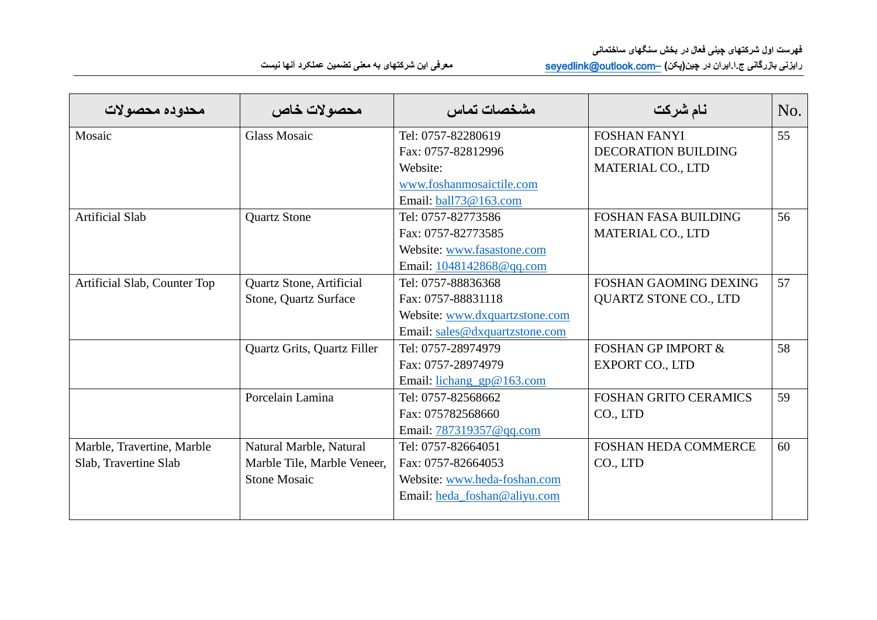| محدوده محصولات | محصولات خاص | مشخصات تماس | نام شرکت | No. |
|---|---|---|---|---|
| Mosaic | Glass Mosaic | Tel: 0757-82280619<br>Fax: 0757-82812996<br>Website: www.foshanmosaictile.com<br>Email: ball73@163.com | FOSHAN FANYI DECORATION BUILDING MATERIAL CO., LTD | 55 |
| Artificial Slab | Quartz Stone | Tel: 0757-82773586<br>Fax: 0757-82773585<br>Website: www.fasastone.com<br>Email: 1048142868@qq.com | FOSHAN FASA BUILDING MATERIAL CO., LTD | 56 |
| Artificial Slab, Counter Top | Quartz Stone, Artificial Stone, Quartz Surface | Tel: 0757-88836368<br>Fax: 0757-88831118<br>Website: www.dxquartzstone.com<br>Email: sales@dxquartzstone.com | FOSHAN GAOMING DEXING QUARTZ STONE CO., LTD | 57 |
| | Quartz Grits, Quartz Filler | Tel: 0757-28974979<br>Fax: 0757-28974979<br>Email: lichang_gp@163.com | FOSHAN GP IMPORT & EXPORT CO., LTD | 58 |
| | Porcelain Lamina | Tel: 0757-82568662<br>Fax: 075782568660<br>Email: 787319357@qq.com | FOSHAN GRITO CERAMICS CO., LTD | 59 |
| Marble, Travertine, Marble Slab, Travertine Slab | Natural Marble, Natural Marble Tile, Marble Veneer, Stone Mosaic | Tel: 0757-82664051<br>Fax: 0757-82664053<br>Website: www.heda-foshan.com<br>Email: heda_foshan@aliyu.com | FOSHAN HEDA COMMERCE CO., LTD | 60 |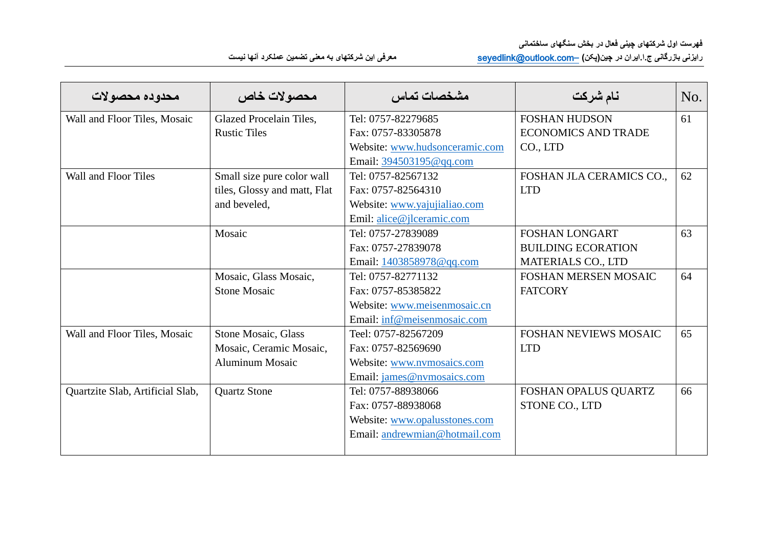| محدوده محصولات | محصولات خاص | مشخصات تماس | نام شرکت | No. |
|---|---|---|---|---|
| Wall and Floor Tiles, Mosaic | Glazed Procelain Tiles, Rustic Tiles | Tel: 0757-82279685<br>Fax: 0757-83305878<br>Website: www.hudsonceramic.com<br>Email: 394503195@qq.com | FOSHAN HUDSON ECONOMICS AND TRADE CO., LTD | 61 |
| Wall and Floor Tiles | Small size pure color wall tiles, Glossy and matt, Flat and beveled, | Tel: 0757-82567132<br>Fax: 0757-82564310<br>Website: www.yajujialiao.com<br>Emil: alice@jlceramic.com | FOSHAN JLA CERAMICS CO., LTD | 62 |
| | Mosaic | Tel: 0757-27839089<br>Fax: 0757-27839078<br>Email: 1403858978@qq.com | FOSHAN LONGART BUILDING ECORATION MATERIALS CO., LTD | 63 |
| | Mosaic, Glass Mosaic, Stone Mosaic | Tel: 0757-82771132<br>Fax: 0757-85385822<br>Website: www.meisenmosaic.cn<br>Email: inf@meisenmosaic.com | FOSHAN MERSEN MOSAIC FATCORY | 64 |
| Wall and Floor Tiles, Mosaic | Stone Mosaic, Glass Mosaic, Ceramic Mosaic, Aluminum Mosaic | Teel: 0757-82567209<br>Fax: 0757-82569690<br>Website: www.nvmosaics.com<br>Email: james@nvmosaics.com | FOSHAN NEVIEWS MOSAIC LTD | 65 |
| Quartzite Slab, Artificial Slab, | Quartz Stone | Tel: 0757-88938066<br>Fax: 0757-88938068<br>Website: www.opalusstones.com<br>Email: andrewmian@hotmail.com | FOSHAN OPALUS QUARTZ STONE CO., LTD | 66 |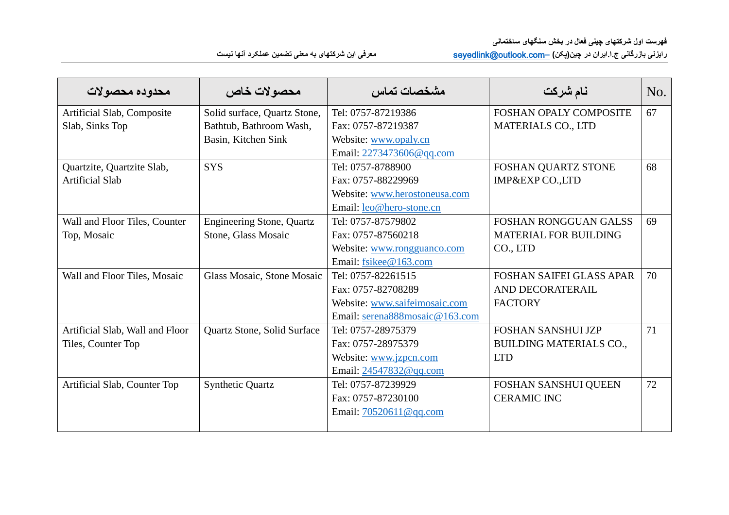| محدوده محصولات | محصولات خاص | مشخصات تماس | نام شرکت | No. |
|---|---|---|---|---|
| Artificial Slab, Composite Slab, Sinks Top | Solid surface, Quartz Stone, Bathtub, Bathroom Wash, Basin, Kitchen Sink | Tel: 0757-87219386<br>Fax: 0757-87219387<br>Website: www.opaly.cn<br>Email: 2273473606@qq.com | FOSHAN OPALY COMPOSITE MATERIALS CO., LTD | 67 |
| Quartzite, Quartzite Slab, Artificial Slab | SYS | Tel: 0757-8788900<br>Fax: 0757-88229969<br>Website: www.herostoneusa.com<br>Email: leo@hero-stone.cn | FOSHAN QUARTZ STONE IMP&EXP CO.,LTD | 68 |
| Wall and Floor Tiles, Counter Top, Mosaic | Engineering Stone, Quartz Stone, Glass Mosaic | Tel: 0757-87579802<br>Fax: 0757-87560218<br>Website: www.rongguanco.com<br>Email: fsikee@163.com | FOSHAN RONGGUAN GALSS MATERIAL FOR BUILDING CO., LTD | 69 |
| Wall and Floor Tiles, Mosaic | Glass Mosaic, Stone Mosaic | Tel: 0757-82261515<br>Fax: 0757-82708289<br>Website: www.saifeimosaic.com<br>Email: serena888mosaic@163.com | FOSHAN SAIFEI GLASS APAR AND DECORATERAIL FACTORY | 70 |
| Artificial Slab, Wall and Floor Tiles, Counter Top | Quartz Stone, Solid Surface | Tel: 0757-28975379<br>Fax: 0757-28975379<br>Website: www.jzpcn.com<br>Email: 24547832@qq.com | FOSHAN SANSHUI JZP BUILDING MATERIALS CO., LTD | 71 |
| Artificial Slab, Counter Top | Synthetic Quartz | Tel: 0757-87239929<br>Fax: 0757-87230100<br>Email: 70520611@qq.com | FOSHAN SANSHUI QUEEN CERAMIC INC | 72 |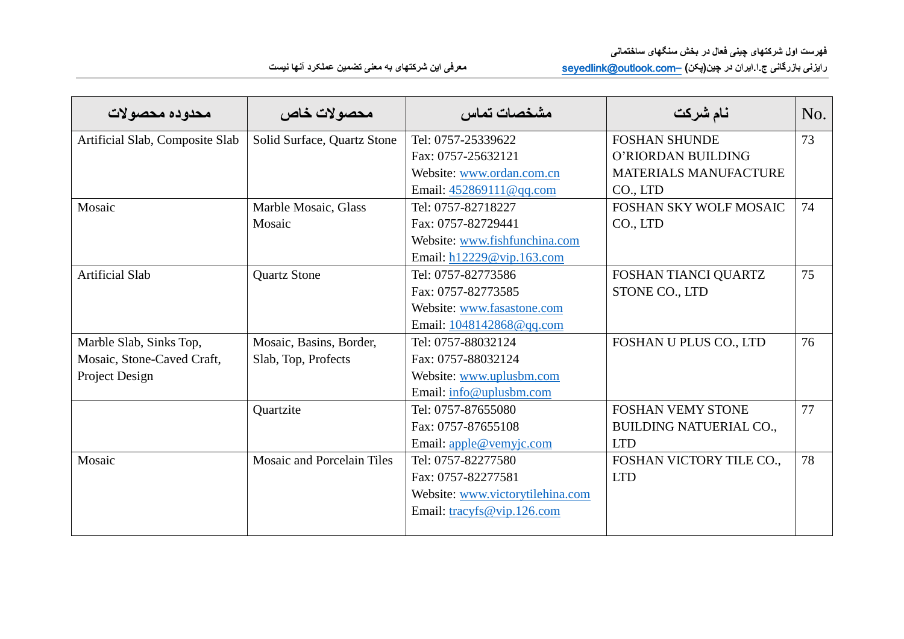| محدوده محصولات | محصولات خاص | مشخصات تماس | نام شرکت | No. |
|---|---|---|---|---|
| Artificial Slab, Composite Slab | Solid Surface, Quartz Stone | Tel: 0757-25339622<br>Fax: 0757-25632121<br>Website: www.ordan.com.cn<br>Email: 452869111@qq.com | FOSHAN SHUNDE O’RIORDAN BUILDING MATERIALS MANUFACTURE CO., LTD | 73 |
| Mosaic | Marble Mosaic, Glass Mosaic | Tel: 0757-82718227<br>Fax: 0757-82729441<br>Website: www.fishfunchina.com<br>Email: h12229@vip.163.com | FOSHAN SKY WOLF MOSAIC CO., LTD | 74 |
| Artificial Slab | Quartz Stone | Tel: 0757-82773586<br>Fax: 0757-82773585<br>Website: www.fasastone.com<br>Email: 1048142868@qq.com | FOSHAN TIANCI QUARTZ STONE CO., LTD | 75 |
| Marble Slab, Sinks Top, Mosaic, Stone-Caved Craft, Project Design | Mosaic, Basins, Border, Slab, Top, Profects | Tel: 0757-88032124<br>Fax: 0757-88032124<br>Website: www.uplusbm.com<br>Email: info@uplusbm.com | FOSHAN U PLUS CO., LTD | 76 |
| | Quartzite | Tel: 0757-87655080<br>Fax: 0757-87655108<br>Email: apple@vemyjc.com | FOSHAN VEMY STONE BUILDING NATUERIAL CO., LTD | 77 |
| Mosaic | Mosaic and Porcelain Tiles | Tel: 0757-82277580<br>Fax: 0757-82277581<br>Website: www.victorytilehina.com<br>Email: tracyfs@vip.126.com | FOSHAN VICTORY TILE CO., LTD | 78 |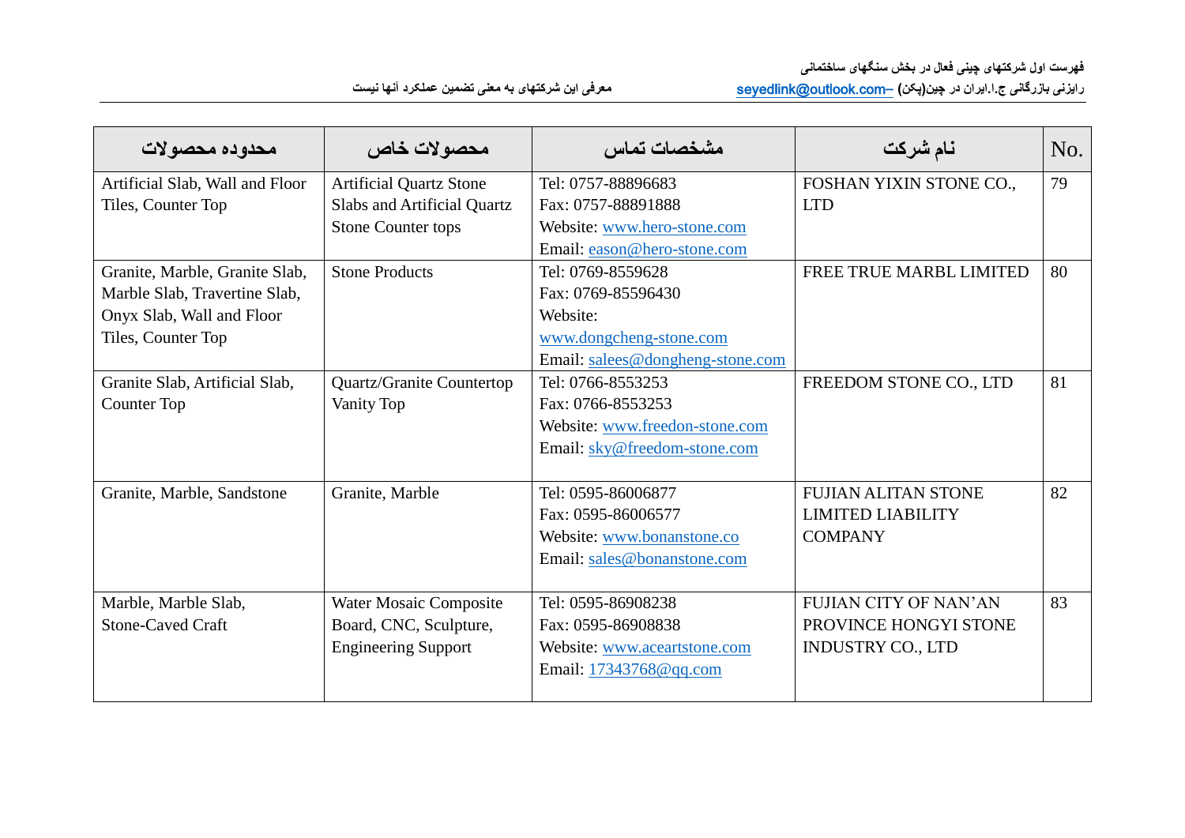| No. | نام شرکت | مشخصات تماس | محصولات خاص | محدوده محصولات |
|---|---|---|---|---|
| 79 | FOSHAN YIXIN STONE CO., LTD | Tel: 0757-88896683<br>Fax: 0757-88891888<br>Website: www.hero-stone.com<br>Email: eason@hero-stone.com | Artificial Quartz Stone Slabs and Artificial Quartz Stone Counter tops | Artificial Slab, Wall and Floor Tiles, Counter Top |
| 80 | FREE TRUE MARBL LIMITED | Tel: 0769-8559628<br>Fax: 0769-85596430<br>Website: www.dongcheng-stone.com<br>Email: salees@dongheng-stone.com | Stone Products | Granite, Marble, Granite Slab, Marble Slab, Travertine Slab, Onyx Slab, Wall and Floor Tiles, Counter Top |
| 81 | FREEDOM STONE CO., LTD | Tel: 0766-8553253<br>Fax: 0766-8553253<br>Website: www.freedon-stone.com<br>Email: sky@freedom-stone.com | Quartz/Granite Countertop Vanity Top | Granite Slab, Artificial Slab, Counter Top |
| 82 | FUJIAN ALITAN STONE LIMITED LIABILITY COMPANY | Tel: 0595-86006877<br>Fax: 0595-86006577<br>Website: www.bonanstone.co<br>Email: sales@bonanstone.com | Granite, Marble | Granite, Marble, Sandstone |
| 83 | FUJIAN CITY OF NAN'AN PROVINCE HONGYI STONE INDUSTRY CO., LTD | Tel: 0595-86908238<br>Fax: 0595-86908838<br>Website: www.aceartstone.com<br>Email: 17343768@qq.com | Water Mosaic Composite Board, CNC, Sculpture, Engineering Support | Marble, Marble Slab, Stone-Caved Craft |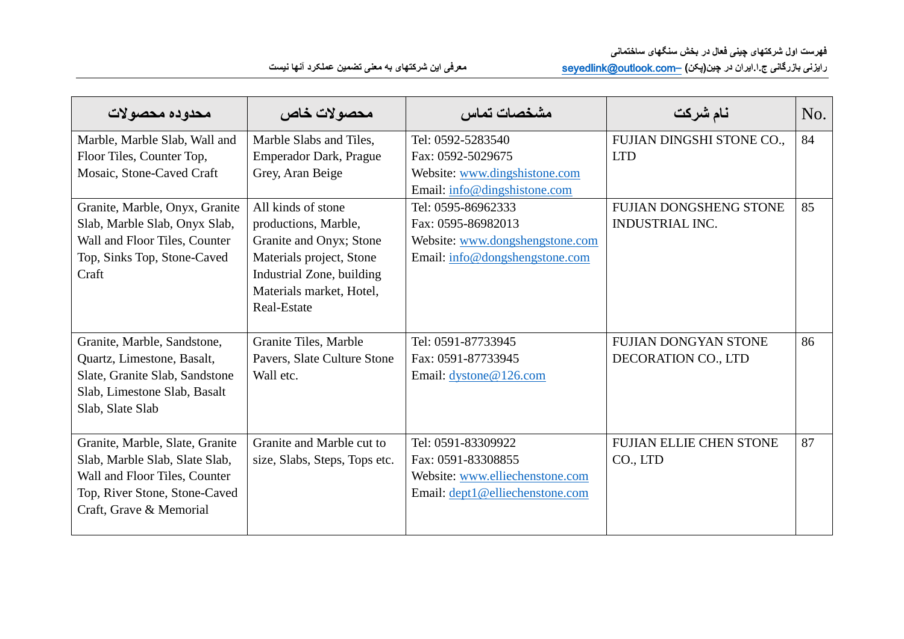| محدوده محصولات | محصولات خاص | مشخصات تماس | نام شرکت | No. |
|---|---|---|---|---|
| Marble, Marble Slab, Wall and Floor Tiles, Counter Top, Mosaic, Stone-Caved Craft | Marble Slabs and Tiles, Emperador Dark, Prague Grey, Aran Beige | Tel: 0592-5283540<br>Fax: 0592-5029675<br>Website: www.dingshistone.com<br>Email: info@dingshistone.com | FUJIAN DINGSHI STONE CO., LTD | 84 |
| Granite, Marble, Onyx, Granite Slab, Marble Slab, Onyx Slab, Wall and Floor Tiles, Counter Top, Sinks Top, Stone-Caved Craft | All kinds of stone productions, Marble, Granite and Onyx; Stone Materials project, Stone Industrial Zone, building Materials market, Hotel, Real-Estate | Tel: 0595-86962333<br>Fax: 0595-86982013<br>Website: www.dongshengstone.com<br>Email: info@dongshengstone.com | FUJIAN DONGSHENG STONE INDUSTRIAL INC. | 85 |
| Granite, Marble, Sandstone, Quartz, Limestone, Basalt, Slate, Granite Slab, Sandstone Slab, Limestone Slab, Basalt Slab, Slate Slab | Granite Tiles, Marble Pavers, Slate Culture Stone Wall etc. | Tel: 0591-87733945<br>Fax: 0591-87733945<br>Email: dystone@126.com | FUJIAN DONGYAN STONE DECORATION CO., LTD | 86 |
| Granite, Marble, Slate, Granite Slab, Marble Slab, Slate Slab, Wall and Floor Tiles, Counter Top, River Stone, Stone-Caved Craft, Grave & Memorial | Granite and Marble cut to size, Slabs, Steps, Tops etc. | Tel: 0591-83309922<br>Fax: 0591-83308855<br>Website: www.elliechenstone.com<br>Email: dept1@elliechenstone.com | FUJIAN ELLIE CHEN STONE CO., LTD | 87 |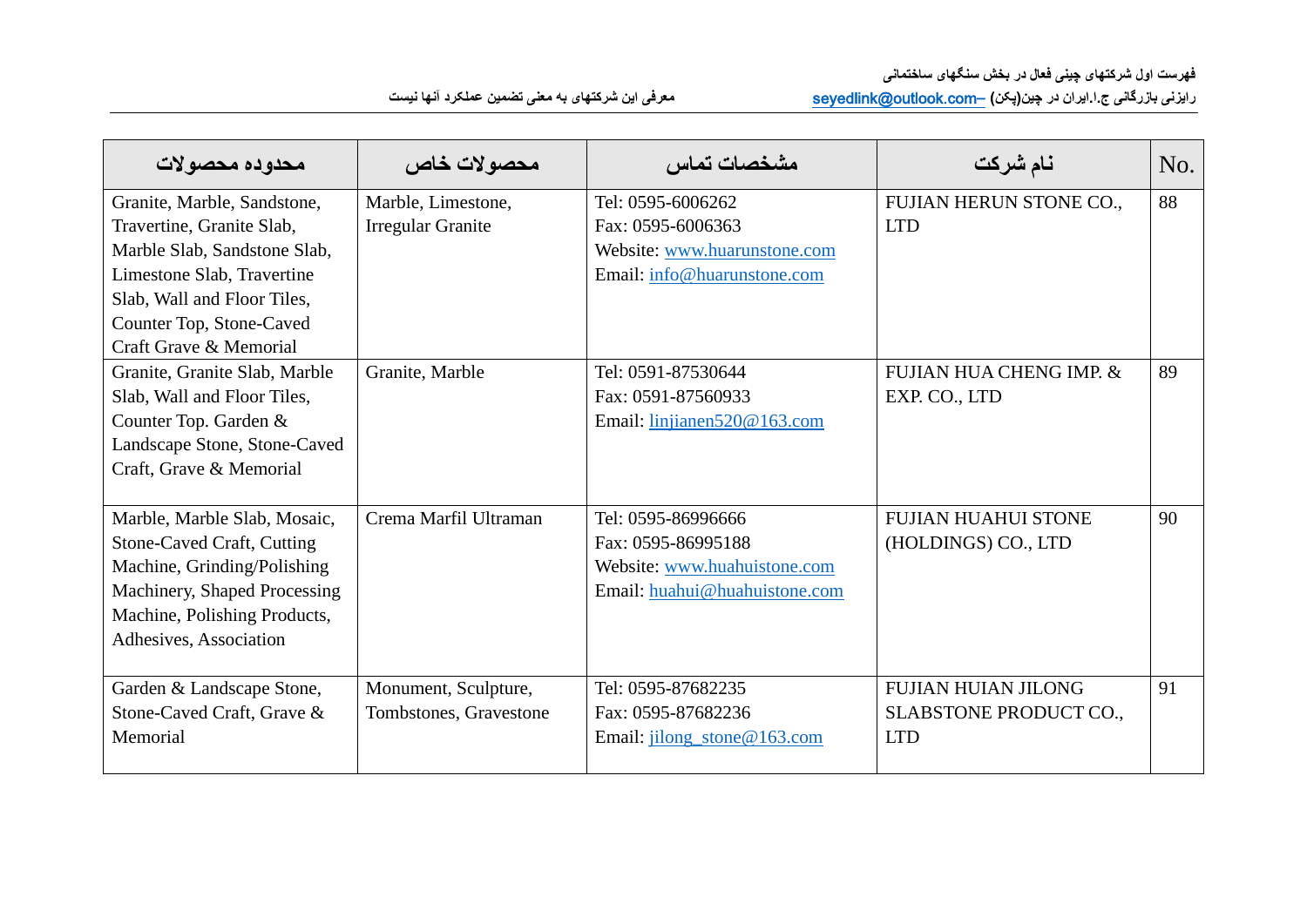| محدوده محصولات | محصولات خاص | مشخصات تماس | نام شرکت | No. |
|---|---|---|---|---|
| Granite, Marble, Sandstone, Travertine, Granite Slab, Marble Slab, Sandstone Slab, Limestone Slab, Travertine Slab, Wall and Floor Tiles, Counter Top, Stone-Caved Craft Grave & Memorial | Marble, Limestone, Irregular Granite | Tel: 0595-6006262<br>Fax: 0595-6006363<br>Website: www.huarunstone.com<br>Email: info@huarunstone.com | FUJIAN HERUN STONE CO., LTD | 88 |
| Granite, Granite Slab, Marble Slab, Wall and Floor Tiles, Counter Top. Garden & Landscape Stone, Stone-Caved Craft, Grave & Memorial | Granite, Marble | Tel: 0591-87530644<br>Fax: 0591-87560933<br>Email: linjianen520@163.com | FUJIAN HUA CHENG IMP. & EXP. CO., LTD | 89 |
| Marble, Marble Slab, Mosaic, Stone-Caved Craft, Cutting Machine, Grinding/Polishing Machinery, Shaped Processing Machine, Polishing Products, Adhesives, Association | Crema Marfil Ultraman | Tel: 0595-86996666<br>Fax: 0595-86995188<br>Website: www.huahuistone.com<br>Email: huahui@huahuistone.com | FUJIAN HUAHUI STONE (HOLDINGS) CO., LTD | 90 |
| Garden & Landscape Stone, Stone-Caved Craft, Grave & Memorial | Monument, Sculpture, Tombstones, Gravestone | Tel: 0595-87682235<br>Fax: 0595-87682236<br>Email: jilong_stone@163.com | FUJIAN HUIAN JILONG SLABSTONE PRODUCT CO., LTD | 91 |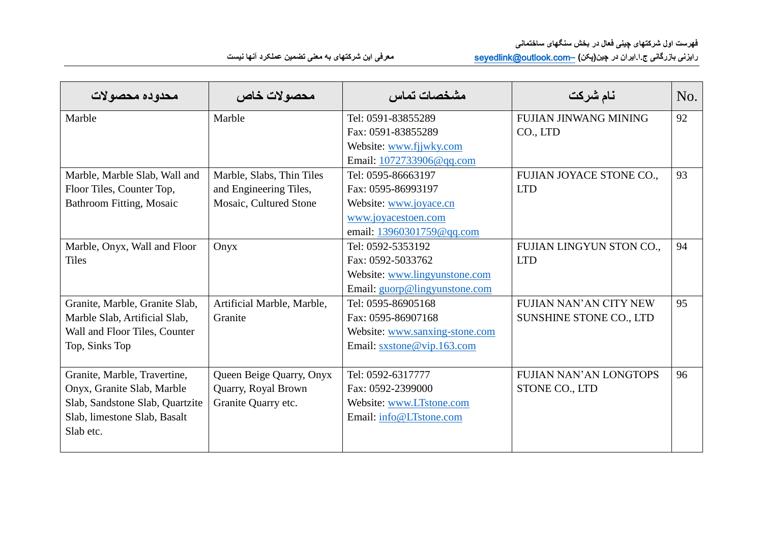| محدوده محصولات | محصولات خاص | مشخصات تماس | نام شرکت | No. |
|---|---|---|---|---|
| Marble | Marble | Tel: 0591-83855289<br>Fax: 0591-83855289<br>Website: www.fjjwky.com<br>Email: 1072733906@qq.com | FUJIAN JINWANG MINING CO., LTD | 92 |
| Marble, Marble Slab, Wall and Floor Tiles, Counter Top, Bathroom Fitting, Mosaic | Marble, Slabs, Thin Tiles and Engineering Tiles, Mosaic, Cultured Stone | Tel: 0595-86663197<br>Fax: 0595-86993197<br>Website: www.joyace.cn<br>www.joyacestoen.com<br>email: 13960301759@qq.com | FUJIAN JOYACE STONE CO., LTD | 93 |
| Marble, Onyx, Wall and Floor Tiles | Onyx | Tel: 0592-5353192<br>Fax: 0592-5033762<br>Website: www.lingyunstone.com<br>Email: guorp@lingyunstone.com | FUJIAN LINGYUN STON CO., LTD | 94 |
| Granite, Marble, Granite Slab, Marble Slab, Artificial Slab, Wall and Floor Tiles, Counter Top, Sinks Top | Artificial Marble, Marble, Granite | Tel: 0595-86905168<br>Fax: 0595-86907168<br>Website: www.sanxing-stone.com<br>Email: sxstone@vip.163.com | FUJIAN NAN’AN CITY NEW SUNSHINE STONE CO., LTD | 95 |
| Granite, Marble, Travertine, Onyx, Granite Slab, Marble Slab, Sandstone Slab, Quartzite Slab, limestone Slab, Basalt Slab etc. | Queen Beige Quarry, Onyx Quarry, Royal Brown Granite Quarry etc. | Tel: 0592-6317777<br>Fax: 0592-2399000<br>Website: www.LTstone.com<br>Email: info@LTstone.com | FUJIAN NAN’AN LONGTOPS STONE CO., LTD | 96 |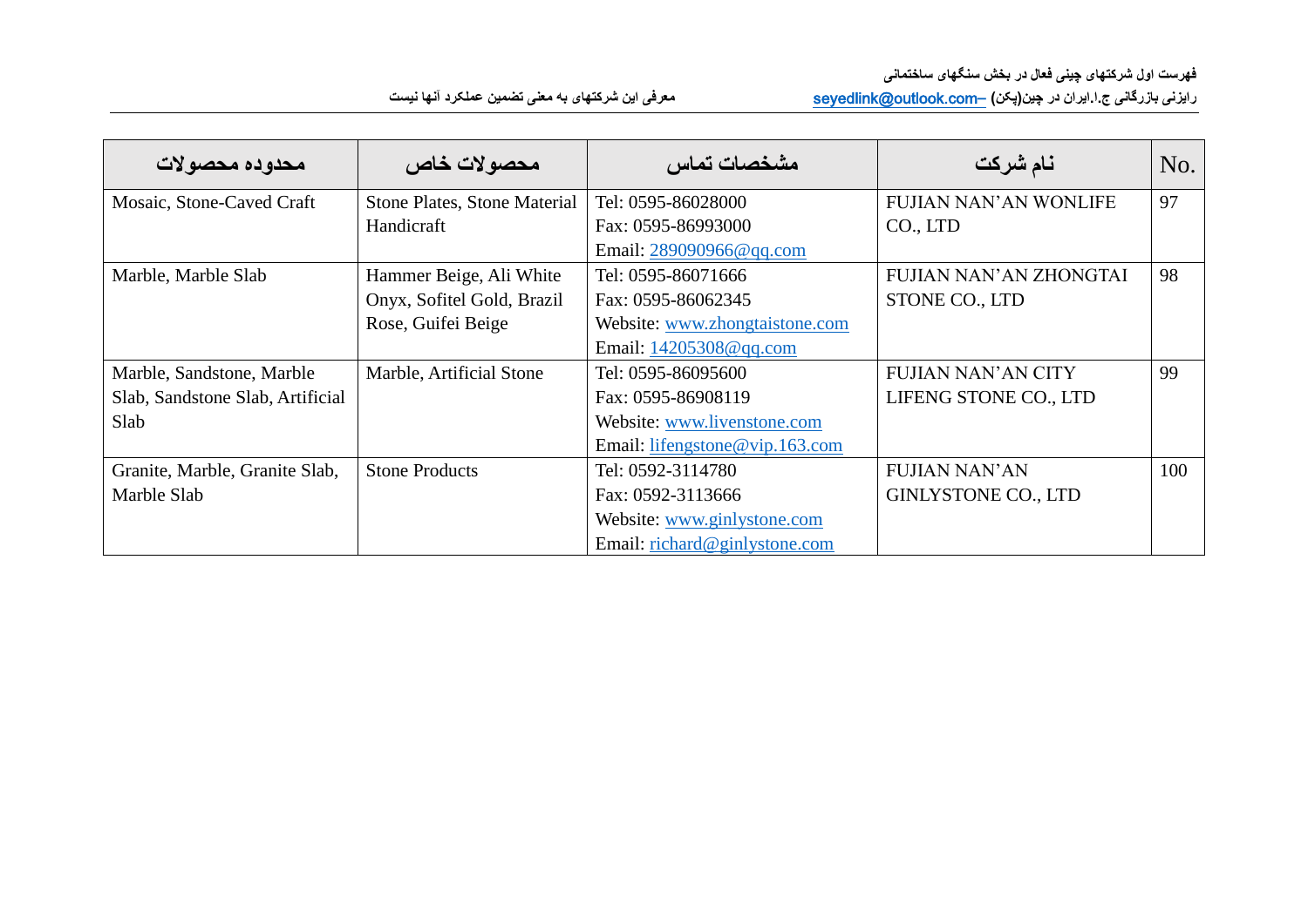| No. | نام شرکت | مشخصات تماس | محصولات خاص | محدوده محصولات |
|---|---|---|---|---|
| 97 | FUJIAN NAN'AN WONLIFE CO., LTD | Tel: 0595-86028000<br>Fax: 0595-86993000<br>Email: 289090966@qq.com | Stone Plates, Stone Material Handicraft | Mosaic, Stone-Caved Craft |
| 98 | FUJIAN NAN'AN ZHONGTAI STONE CO., LTD | Tel: 0595-86071666<br>Fax: 0595-86062345<br>Website: www.zhongtaistone.com<br>Email: 14205308@qq.com | Hammer Beige, Ali White Onyx, Sofitel Gold, Brazil Rose, Guifei Beige | Marble, Marble Slab |
| 99 | FUJIAN NAN'AN CITY LIFENG STONE CO., LTD | Tel: 0595-86095600<br>Fax: 0595-86908119<br>Website: www.livenstone.com<br>Email: lifengstone@vip.163.com | Marble, Artificial Stone | Marble, Sandstone, Marble Slab, Sandstone Slab, Artificial Slab |
| 100 | FUJIAN NAN'AN GINLYSTONE CO., LTD | Tel: 0592-3114780<br>Fax: 0592-3113666<br>Website: www.ginlystone.com<br>Email: richard@ginlystone.com | Stone Products | Granite, Marble, Granite Slab, Marble Slab |